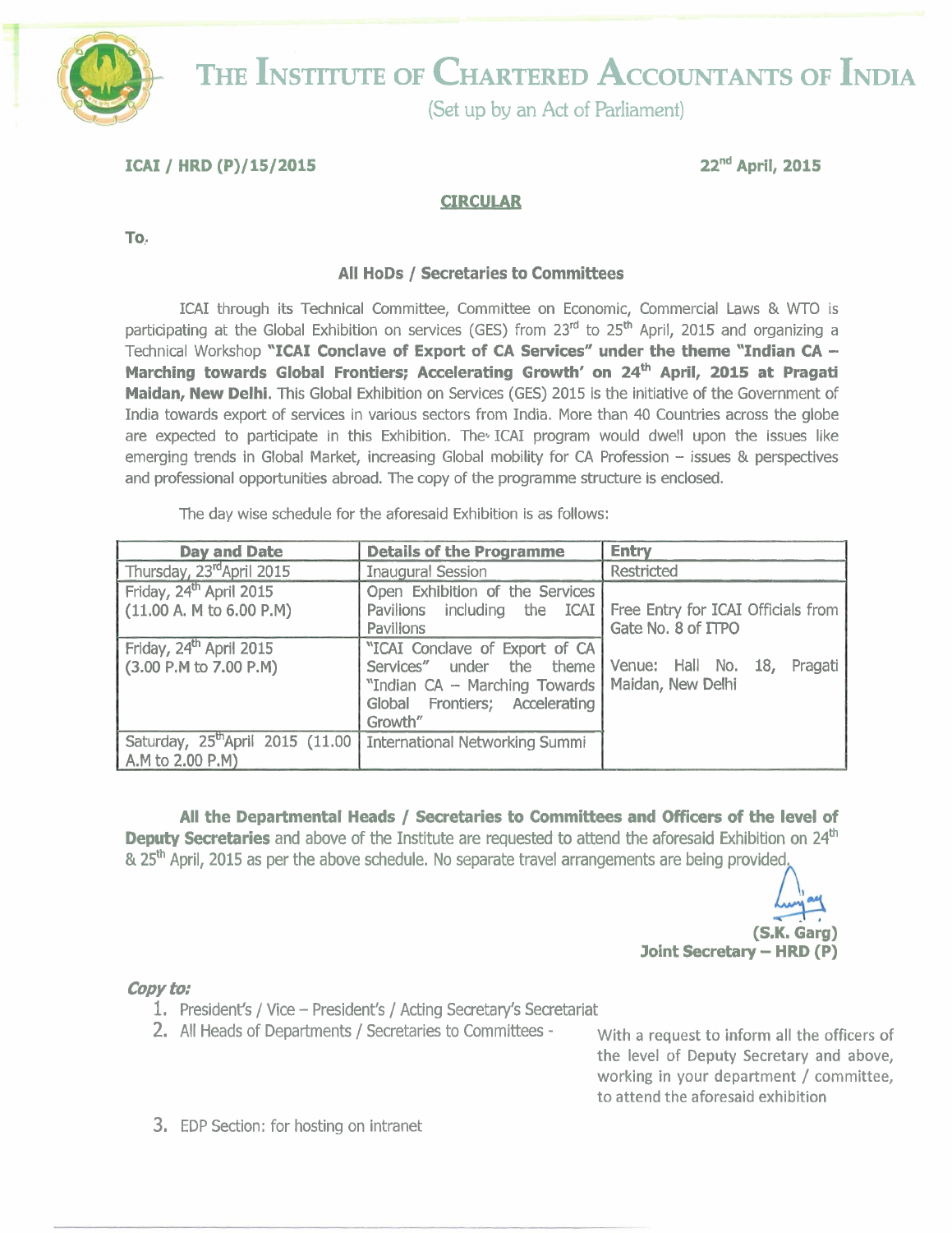# THE INSTITUTE OF CHARTERED ACCOUNTANTS OF INDIA

(Set up by an Act of Parliament)

**ICAI / HRD (P)/15/2015** **22nd April, 2015**

## CIRCULAR

**To,**

**All HoDs / Secretaries to Committees**

ICAI through its Technical Committee, Committee on Economic, Commercial Laws & WTO is participating at the Global Exhibition on services (GES) from 23rd to 25th April, 2015 and organizing a Technical Workshop **"ICAI Conclave of Export of CA Services" under the theme "Indian CA – Marching towards Global Frontiers; Accelerating Growth' on 24th April, 2015 at Pragati Maidan, New Delhi.** This Global Exhibition on Services (GES) 2015 is the initiative of the Government of India towards export of services in various sectors from India. More than 40 Countries across the globe are expected to participate in this Exhibition. The ICAI program would dwell upon the issues like emerging trends in Global Market, increasing Global mobility for CA Profession – issues & perspectives and professional opportunities abroad. The copy of the programme structure is enclosed.

The day wise schedule for the aforesaid Exhibition is as follows:

| Day and Date | Details of the Programme | Entry |
|---|---|---|
| Thursday, 23rd April 2015 | Inaugural Session | Restricted |
| Friday, 24th April 2015 (11.00 A. M to 6.00 P.M) | Open Exhibition of the Services Pavilions including the ICAI Pavilions | Free Entry for ICAI Officials from Gate No. 8 of ITPO<br>Venue: Hall No. 18, Pragati Maidan, New Delhi |
| Friday, 24th April 2015 (3.00 P.M to 7.00 P.M) | "ICAI Conclave of Export of CA Services" under the theme "Indian CA – Marching Towards Global Frontiers; Accelerating Growth" | |
| Saturday, 25th April 2015 (11.00 A.M to 2.00 P.M) | International Networking Summi | |

**All the Departmental Heads / Secretaries to Committees and Officers of the level of Deputy Secretaries** and above of the Institute are requested to attend the aforesaid Exhibition on 24th & 25th April, 2015 as per the above schedule. No separate travel arrangements are being provided.

**(S.K. Garg)**
**Joint Secretary – HRD (P)**

***Copy to:***

1. President's / Vice – President's / Acting Secretary's Secretariat
2. All Heads of Departments / Secretaries to Committees - With a request to inform all the officers of the level of Deputy Secretary and above, working in your department / committee, to attend the aforesaid exhibition
3. EDP Section: for hosting on intranet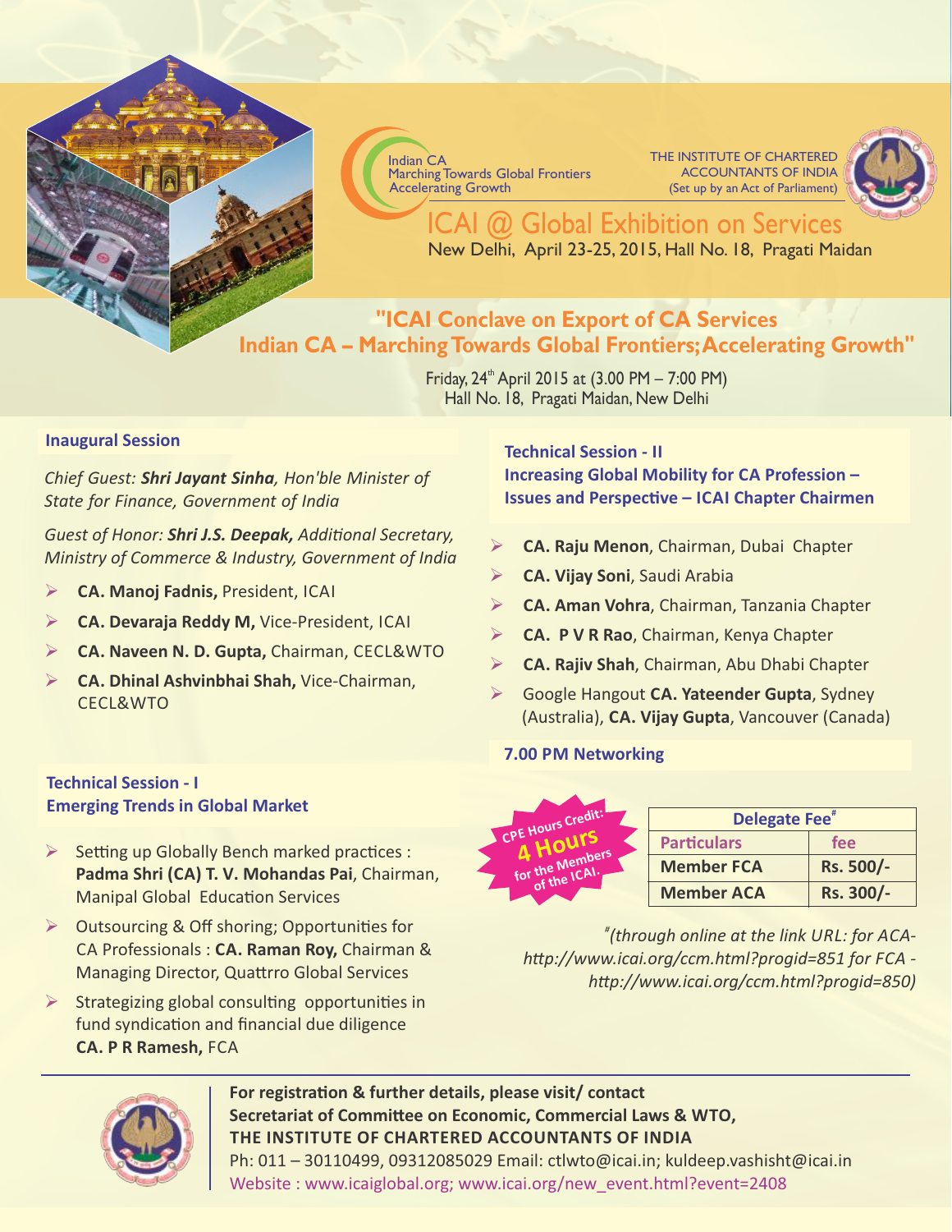Indian CA
Marching Towards Global Frontiers
Accelerating Growth

THE INSTITUTE OF CHARTERED ACCOUNTANTS OF INDIA
(Set up by an Act of Parliament)

# ICAI @ Global Exhibition on Services

New Delhi, April 23-25, 2015, Hall No. 18, Pragati Maidan

## "ICAI Conclave on Export of CA Services Indian CA – Marching Towards Global Frontiers; Accelerating Growth"

Friday, 24th April 2015 at (3.00 PM – 7:00 PM)
Hall No. 18, Pragati Maidan, New Delhi

### Inaugural Session

*Chief Guest: **Shri Jayant Sinha**, Hon'ble Minister of State for Finance, Government of India*

*Guest of Honor: **Shri J.S. Deepak,** Additional Secretary, Ministry of Commerce & Industry, Government of India*

- **CA. Manoj Fadnis,** President, ICAI
- **CA. Devaraja Reddy M,** Vice-President, ICAI
- **CA. Naveen N. D. Gupta,** Chairman, CECL&WTO
- **CA. Dhinal Ashvinbhai Shah,** Vice-Chairman, CECL&WTO

### Technical Session - I
### Emerging Trends in Global Market

- Setting up Globally Bench marked practices : **Padma Shri (CA) T. V. Mohandas Pai**, Chairman, Manipal Global Education Services
- Outsourcing & Off shoring; Opportunities for CA Professionals : **CA. Raman Roy,** Chairman & Managing Director, Quattrro Global Services
- Strategizing global consulting opportunities in fund syndication and financial due diligence **CA. P R Ramesh,** FCA

### Technical Session - II
### Increasing Global Mobility for CA Profession – Issues and Perspective – ICAI Chapter Chairmen

- **CA. Raju Menon**, Chairman, Dubai Chapter
- **CA. Vijay Soni**, Saudi Arabia
- **CA. Aman Vohra**, Chairman, Tanzania Chapter
- **CA. P V R Rao**, Chairman, Kenya Chapter
- **CA. Rajiv Shah**, Chairman, Abu Dhabi Chapter
- Google Hangout **CA. Yateender Gupta**, Sydney (Australia), **CA. Vijay Gupta**, Vancouver (Canada)

### 7.00 PM Networking

CPE Hours Credit: **4 Hours** for the Members of the ICAI.

| Delegate Fee# | |
|---|---|
| Particulars | fee |
| Member FCA | Rs. 500/- |
| Member ACA | Rs. 300/- |

*#(through online at the link URL: for ACA- http://www.icai.org/ccm.html?progid=851 for FCA - http://www.icai.org/ccm.html?progid=850)*

**For registration & further details, please visit/ contact**
**Secretariat of Committee on Economic, Commercial Laws & WTO,**
**THE INSTITUTE OF CHARTERED ACCOUNTANTS OF INDIA**
Ph: 011 – 30110499, 09312085029 Email: ctlwto@icai.in; kuldeep.vashisht@icai.in
Website : www.icaiglobal.org; www.icai.org/new_event.html?event=2408